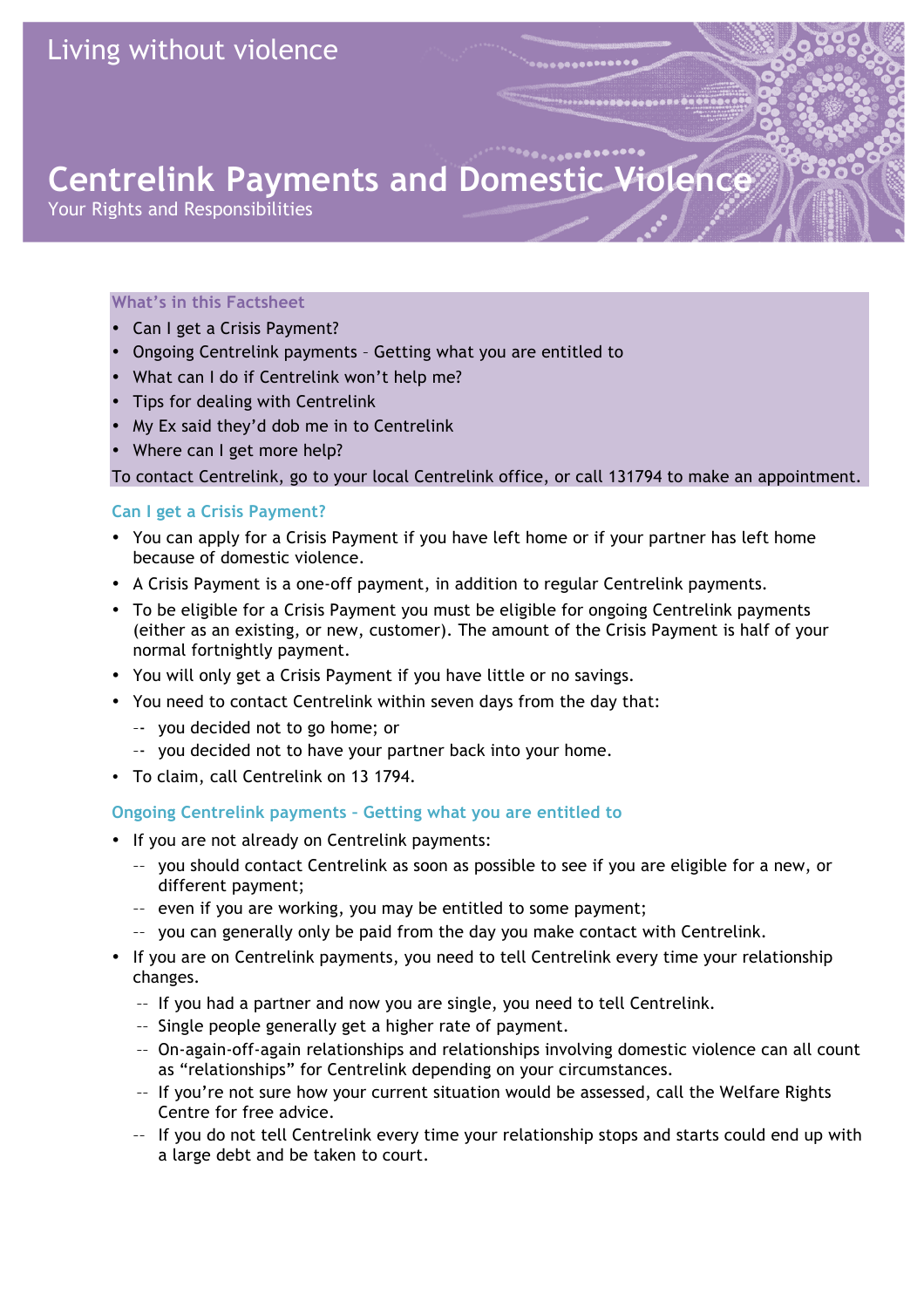Living without violence

# Centrelink Payments and Domestic Violence

Your Rights and Responsibilities

**What's in this Factsheet**

- Can I get a Crisis Payment?
- Ongoing Centrelink payments – Getting what you are entitled to
- What can I do if Centrelink won't help me?
- Tips for dealing with Centrelink
- My Ex said they'd dob me in to Centrelink
- Where can I get more help?

To contact Centrelink, go to your local Centrelink office, or call 131794 to make an appointment.

## Can I get a Crisis Payment?

- You can apply for a Crisis Payment if you have left home or if your partner has left home because of domestic violence.
- A Crisis Payment is a one-off payment, in addition to regular Centrelink payments.
- To be eligible for a Crisis Payment you must be eligible for ongoing Centrelink payments (either as an existing, or new, customer). The amount of the Crisis Payment is half of your normal fortnightly payment.
- You will only get a Crisis Payment if you have little or no savings.
- You need to contact Centrelink within seven days from the day that:
  - you decided not to go home; or
  - you decided not to have your partner back into your home.
- To claim, call Centrelink on 13 1794.

## Ongoing Centrelink payments – Getting what you are entitled to

- If you are not already on Centrelink payments:
  - you should contact Centrelink as soon as possible to see if you are eligible for a new, or different payment;
  - even if you are working, you may be entitled to some payment;
  - you can generally only be paid from the day you make contact with Centrelink.
- If you are on Centrelink payments, you need to tell Centrelink every time your relationship changes.
  - If you had a partner and now you are single, you need to tell Centrelink.
  - Single people generally get a higher rate of payment.
  - On-again-off-again relationships and relationships involving domestic violence can all count as "relationships" for Centrelink depending on your circumstances.
  - If you're not sure how your current situation would be assessed, call the Welfare Rights Centre for free advice.
  - If you do not tell Centrelink every time your relationship stops and starts could end up with a large debt and be taken to court.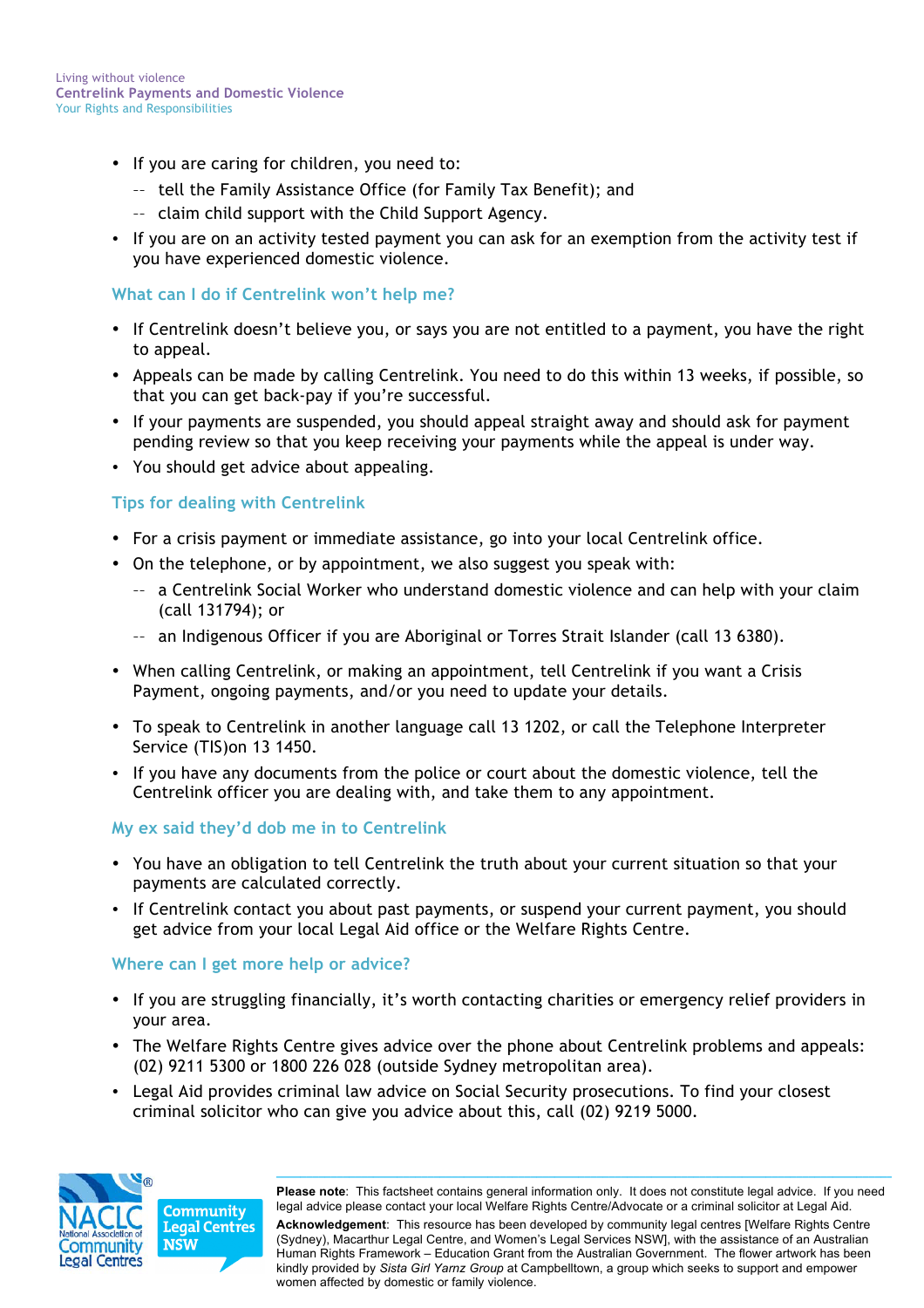- If you are caring for children, you need to:
  - tell the Family Assistance Office (for Family Tax Benefit); and
  - claim child support with the Child Support Agency.
- If you are on an activity tested payment you can ask for an exemption from the activity test if you have experienced domestic violence.

## What can I do if Centrelink won't help me?

- If Centrelink doesn't believe you, or says you are not entitled to a payment, you have the right to appeal.
- Appeals can be made by calling Centrelink. You need to do this within 13 weeks, if possible, so that you can get back-pay if you're successful.
- If your payments are suspended, you should appeal straight away and should ask for payment pending review so that you keep receiving your payments while the appeal is under way.
- You should get advice about appealing.

## Tips for dealing with Centrelink

- For a crisis payment or immediate assistance, go into your local Centrelink office.
- On the telephone, or by appointment, we also suggest you speak with:
  - a Centrelink Social Worker who understand domestic violence and can help with your claim (call 131794); or
  - an Indigenous Officer if you are Aboriginal or Torres Strait Islander (call 13 6380).
- When calling Centrelink, or making an appointment, tell Centrelink if you want a Crisis Payment, ongoing payments, and/or you need to update your details.
- To speak to Centrelink in another language call 13 1202, or call the Telephone Interpreter Service (TIS)on 13 1450.
- If you have any documents from the police or court about the domestic violence, tell the Centrelink officer you are dealing with, and take them to any appointment.

## My ex said they'd dob me in to Centrelink

- You have an obligation to tell Centrelink the truth about your current situation so that your payments are calculated correctly.
- If Centrelink contact you about past payments, or suspend your current payment, you should get advice from your local Legal Aid office or the Welfare Rights Centre.

## Where can I get more help or advice?

- If you are struggling financially, it's worth contacting charities or emergency relief providers in your area.
- The Welfare Rights Centre gives advice over the phone about Centrelink problems and appeals: (02) 9211 5300 or 1800 226 028 (outside Sydney metropolitan area).
- Legal Aid provides criminal law advice on Social Security prosecutions. To find your closest criminal solicitor who can give you advice about this, call (02) 9219 5000.

NACLC National Association of Community Legal Centres

Community Legal Centres NSW

**Please note**: This factsheet contains general information only. It does not constitute legal advice. If you need legal advice please contact your local Welfare Rights Centre/Advocate or a criminal solicitor at Legal Aid.

**Acknowledgement**: This resource has been developed by community legal centres [Welfare Rights Centre (Sydney), Macarthur Legal Centre, and Women's Legal Services NSW], with the assistance of an Australian Human Rights Framework – Education Grant from the Australian Government. The flower artwork has been kindly provided by *Sista Girl Yarnz Group* at Campbelltown, a group which seeks to support and empower women affected by domestic or family violence.